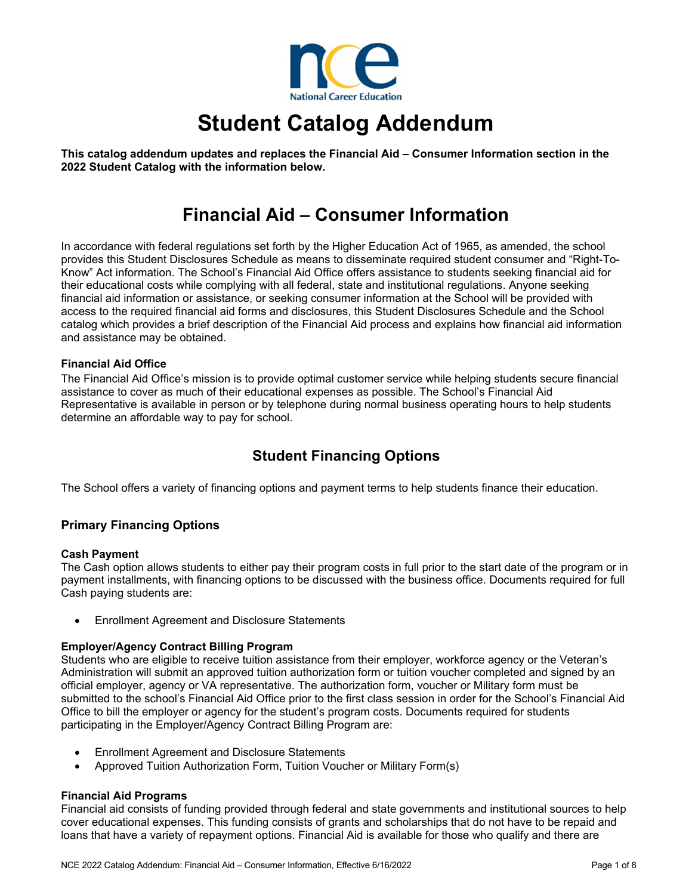# Student Catalog Addendum

**This catalog addendum updates and replaces the Financial Aid – Consumer Information section in the 2022 Student Catalog with the information below.**

# Financial Aid – Consumer Information

In accordance with federal regulations set forth by the Higher Education Act of 1965, as amended, the school provides this Student Disclosures Schedule as means to disseminate required student consumer and "Right-To-Know" Act information. The School's Financial Aid Office offers assistance to students seeking financial aid for their educational costs while complying with all federal, state and institutional regulations. Anyone seeking financial aid information or assistance, or seeking consumer information at the School will be provided with access to the required financial aid forms and disclosures, this Student Disclosures Schedule and the School catalog which provides a brief description of the Financial Aid process and explains how financial aid information and assistance may be obtained.

**Financial Aid Office**

The Financial Aid Office's mission is to provide optimal customer service while helping students secure financial assistance to cover as much of their educational expenses as possible. The School's Financial Aid Representative is available in person or by telephone during normal business operating hours to help students determine an affordable way to pay for school.

## Student Financing Options

The School offers a variety of financing options and payment terms to help students finance their education.

### Primary Financing Options

**Cash Payment**

The Cash option allows students to either pay their program costs in full prior to the start date of the program or in payment installments, with financing options to be discussed with the business office. Documents required for full Cash paying students are:

- Enrollment Agreement and Disclosure Statements

**Employer/Agency Contract Billing Program**

Students who are eligible to receive tuition assistance from their employer, workforce agency or the Veteran's Administration will submit an approved tuition authorization form or tuition voucher completed and signed by an official employer, agency or VA representative. The authorization form, voucher or Military form must be submitted to the school's Financial Aid Office prior to the first class session in order for the School's Financial Aid Office to bill the employer or agency for the student's program costs. Documents required for students participating in the Employer/Agency Contract Billing Program are:

- Enrollment Agreement and Disclosure Statements
- Approved Tuition Authorization Form, Tuition Voucher or Military Form(s)

**Financial Aid Programs**

Financial aid consists of funding provided through federal and state governments and institutional sources to help cover educational expenses. This funding consists of grants and scholarships that do not have to be repaid and loans that have a variety of repayment options. Financial Aid is available for those who qualify and there are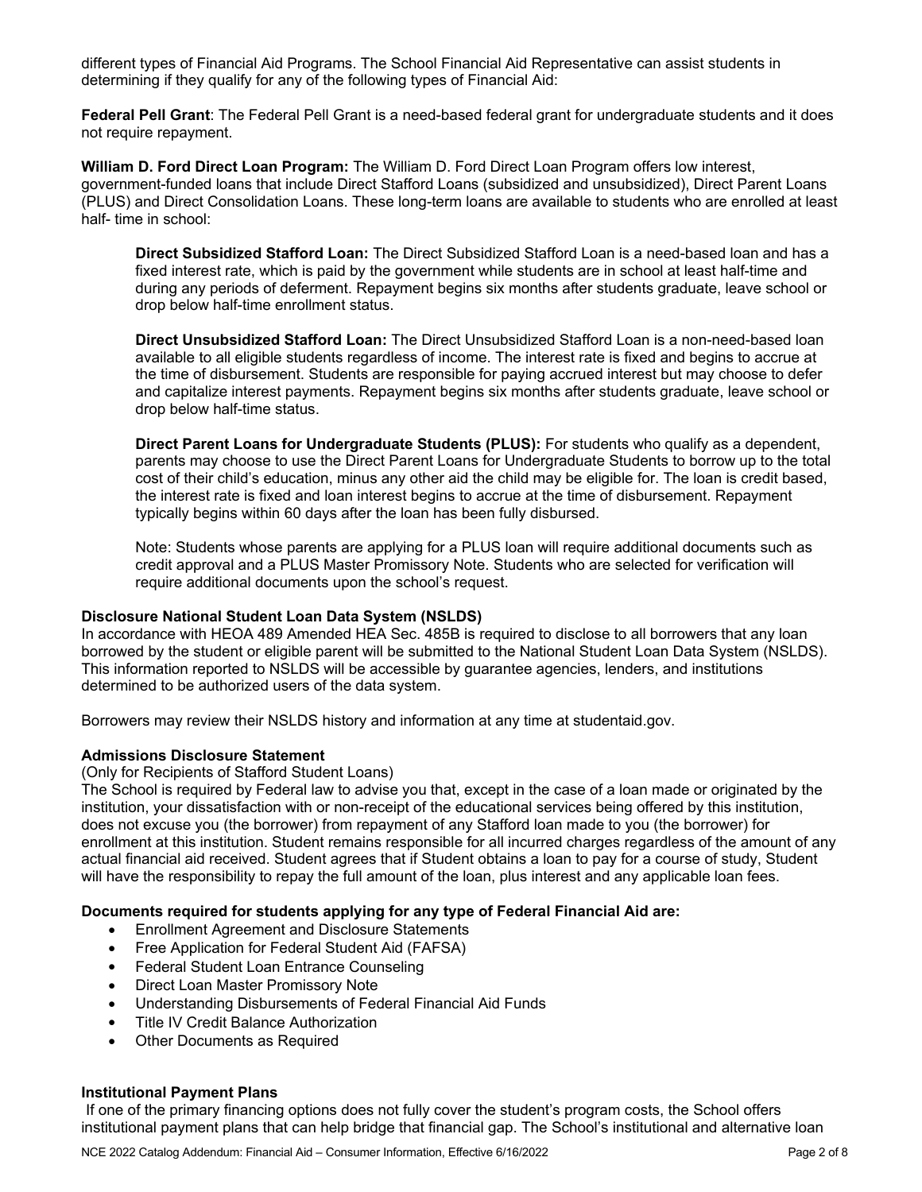different types of Financial Aid Programs. The School Financial Aid Representative can assist students in determining if they qualify for any of the following types of Financial Aid:

**Federal Pell Grant**: The Federal Pell Grant is a need-based federal grant for undergraduate students and it does not require repayment.

**William D. Ford Direct Loan Program:** The William D. Ford Direct Loan Program offers low interest, government-funded loans that include Direct Stafford Loans (subsidized and unsubsidized), Direct Parent Loans (PLUS) and Direct Consolidation Loans. These long-term loans are available to students who are enrolled at least half- time in school:

> **Direct Subsidized Stafford Loan:** The Direct Subsidized Stafford Loan is a need-based loan and has a fixed interest rate, which is paid by the government while students are in school at least half-time and during any periods of deferment. Repayment begins six months after students graduate, leave school or drop below half-time enrollment status.
>
> **Direct Unsubsidized Stafford Loan:** The Direct Unsubsidized Stafford Loan is a non-need-based loan available to all eligible students regardless of income. The interest rate is fixed and begins to accrue at the time of disbursement. Students are responsible for paying accrued interest but may choose to defer and capitalize interest payments. Repayment begins six months after students graduate, leave school or drop below half-time status.
>
> **Direct Parent Loans for Undergraduate Students (PLUS):** For students who qualify as a dependent, parents may choose to use the Direct Parent Loans for Undergraduate Students to borrow up to the total cost of their child's education, minus any other aid the child may be eligible for. The loan is credit based, the interest rate is fixed and loan interest begins to accrue at the time of disbursement. Repayment typically begins within 60 days after the loan has been fully disbursed.
>
> Note: Students whose parents are applying for a PLUS loan will require additional documents such as credit approval and a PLUS Master Promissory Note. Students who are selected for verification will require additional documents upon the school's request.

**Disclosure National Student Loan Data System (NSLDS)**

In accordance with HEOA 489 Amended HEA Sec. 485B is required to disclose to all borrowers that any loan borrowed by the student or eligible parent will be submitted to the National Student Loan Data System (NSLDS). This information reported to NSLDS will be accessible by guarantee agencies, lenders, and institutions determined to be authorized users of the data system.

Borrowers may review their NSLDS history and information at any time at studentaid.gov.

**Admissions Disclosure Statement**

(Only for Recipients of Stafford Student Loans)

The School is required by Federal law to advise you that, except in the case of a loan made or originated by the institution, your dissatisfaction with or non-receipt of the educational services being offered by this institution, does not excuse you (the borrower) from repayment of any Stafford loan made to you (the borrower) for enrollment at this institution. Student remains responsible for all incurred charges regardless of the amount of any actual financial aid received. Student agrees that if Student obtains a loan to pay for a course of study, Student will have the responsibility to repay the full amount of the loan, plus interest and any applicable loan fees.

**Documents required for students applying for any type of Federal Financial Aid are:**

- Enrollment Agreement and Disclosure Statements
- Free Application for Federal Student Aid (FAFSA)
- Federal Student Loan Entrance Counseling
- Direct Loan Master Promissory Note
- Understanding Disbursements of Federal Financial Aid Funds
- Title IV Credit Balance Authorization
- Other Documents as Required

**Institutional Payment Plans**

If one of the primary financing options does not fully cover the student's program costs, the School offers institutional payment plans that can help bridge that financial gap. The School's institutional and alternative loan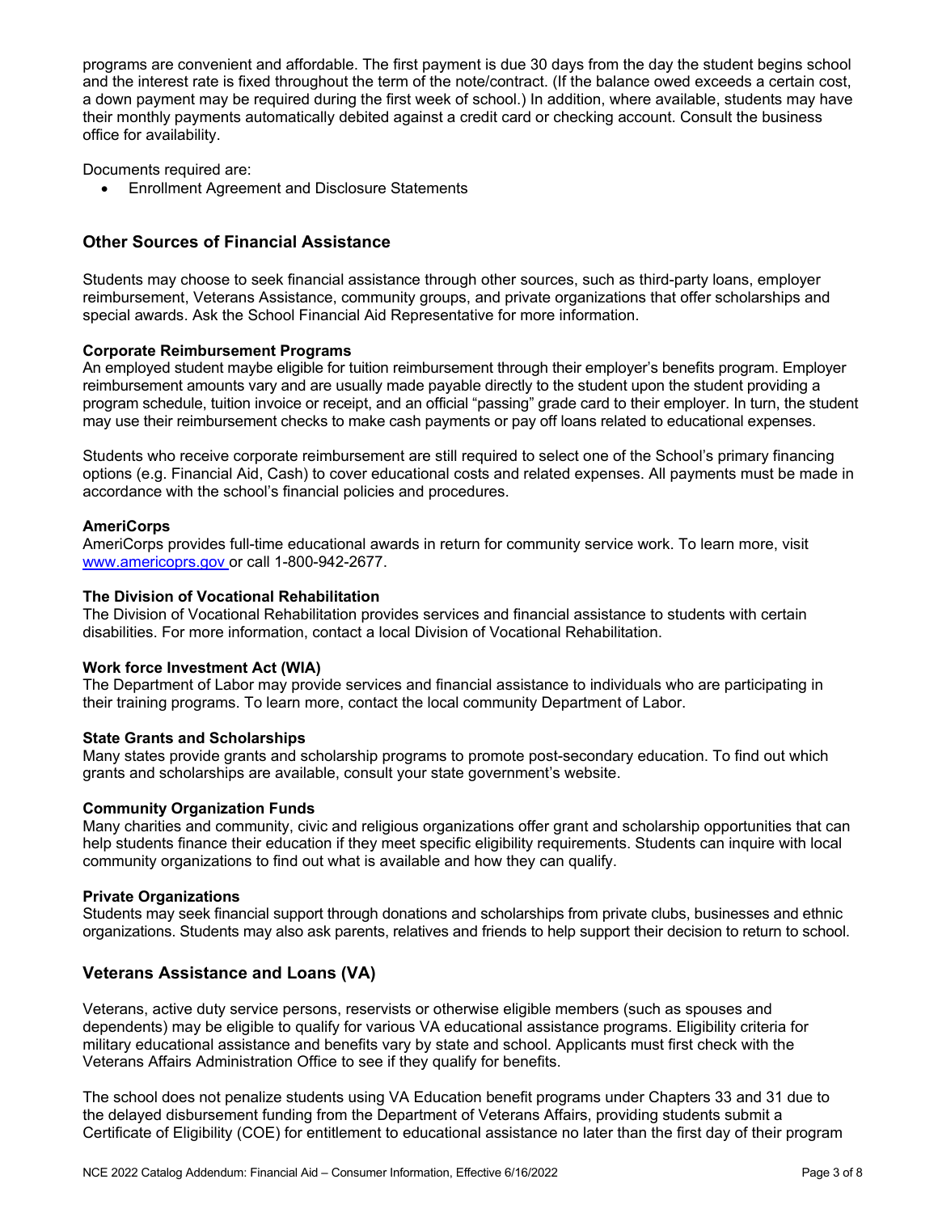programs are convenient and affordable. The first payment is due 30 days from the day the student begins school and the interest rate is fixed throughout the term of the note/contract. (If the balance owed exceeds a certain cost, a down payment may be required during the first week of school.) In addition, where available, students may have their monthly payments automatically debited against a credit card or checking account. Consult the business office for availability.

Documents required are:

- Enrollment Agreement and Disclosure Statements

## Other Sources of Financial Assistance

Students may choose to seek financial assistance through other sources, such as third-party loans, employer reimbursement, Veterans Assistance, community groups, and private organizations that offer scholarships and special awards. Ask the School Financial Aid Representative for more information.

**Corporate Reimbursement Programs**
An employed student maybe eligible for tuition reimbursement through their employer's benefits program. Employer reimbursement amounts vary and are usually made payable directly to the student upon the student providing a program schedule, tuition invoice or receipt, and an official "passing" grade card to their employer. In turn, the student may use their reimbursement checks to make cash payments or pay off loans related to educational expenses.

Students who receive corporate reimbursement are still required to select one of the School's primary financing options (e.g. Financial Aid, Cash) to cover educational costs and related expenses. All payments must be made in accordance with the school's financial policies and procedures.

**AmeriCorps**
AmeriCorps provides full-time educational awards in return for community service work. To learn more, visit [www.americoprs.gov](www.americoprs.gov) or call 1-800-942-2677.

**The Division of Vocational Rehabilitation**
The Division of Vocational Rehabilitation provides services and financial assistance to students with certain disabilities. For more information, contact a local Division of Vocational Rehabilitation.

**Work force Investment Act (WIA)**
The Department of Labor may provide services and financial assistance to individuals who are participating in their training programs. To learn more, contact the local community Department of Labor.

**State Grants and Scholarships**
Many states provide grants and scholarship programs to promote post-secondary education. To find out which grants and scholarships are available, consult your state government's website.

**Community Organization Funds**
Many charities and community, civic and religious organizations offer grant and scholarship opportunities that can help students finance their education if they meet specific eligibility requirements. Students can inquire with local community organizations to find out what is available and how they can qualify.

**Private Organizations**
Students may seek financial support through donations and scholarships from private clubs, businesses and ethnic organizations. Students may also ask parents, relatives and friends to help support their decision to return to school.

## Veterans Assistance and Loans (VA)

Veterans, active duty service persons, reservists or otherwise eligible members (such as spouses and dependents) may be eligible to qualify for various VA educational assistance programs. Eligibility criteria for military educational assistance and benefits vary by state and school. Applicants must first check with the Veterans Affairs Administration Office to see if they qualify for benefits.

The school does not penalize students using VA Education benefit programs under Chapters 33 and 31 due to the delayed disbursement funding from the Department of Veterans Affairs, providing students submit a Certificate of Eligibility (COE) for entitlement to educational assistance no later than the first day of their program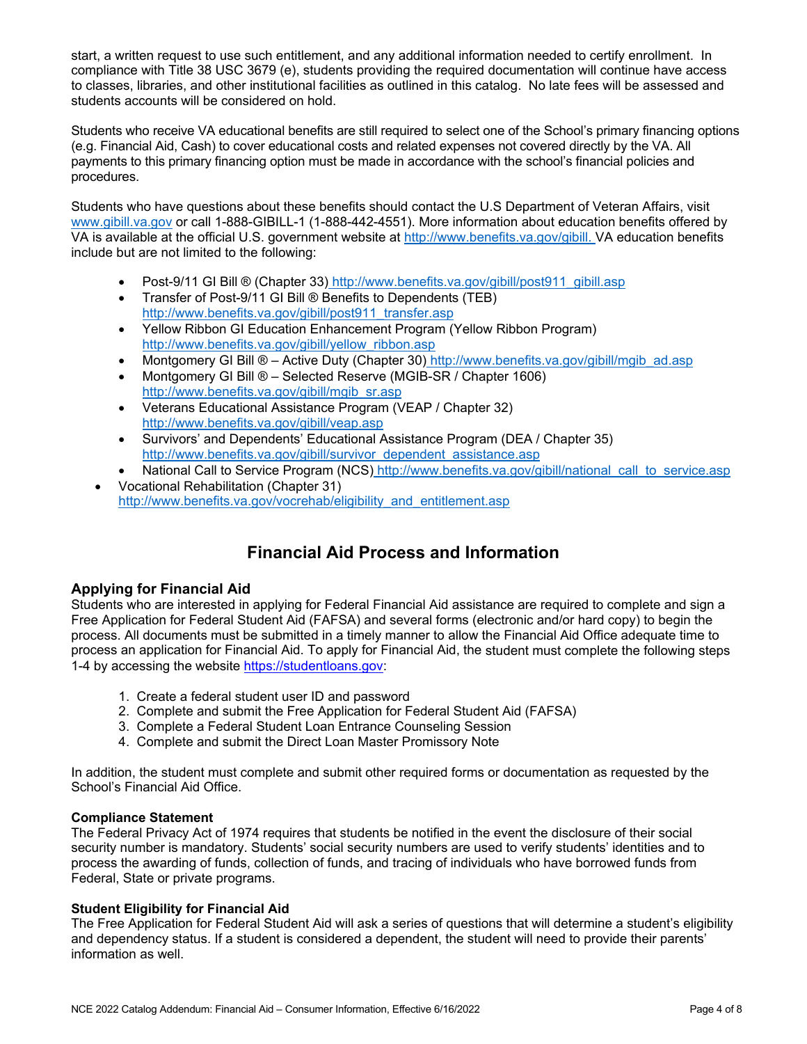start, a written request to use such entitlement, and any additional information needed to certify enrollment. In compliance with Title 38 USC 3679 (e), students providing the required documentation will continue have access to classes, libraries, and other institutional facilities as outlined in this catalog. No late fees will be assessed and students accounts will be considered on hold.

Students who receive VA educational benefits are still required to select one of the School's primary financing options (e.g. Financial Aid, Cash) to cover educational costs and related expenses not covered directly by the VA. All payments to this primary financing option must be made in accordance with the school's financial policies and procedures.

Students who have questions about these benefits should contact the U.S Department of Veteran Affairs, visit www.gibill.va.gov or call 1-888-GIBILL-1 (1-888-442-4551). More information about education benefits offered by VA is available at the official U.S. government website at http://www.benefits.va.gov/gibill. VA education benefits include but are not limited to the following:

- Post-9/11 GI Bill ® (Chapter 33) http://www.benefits.va.gov/gibill/post911_gibill.asp
- Transfer of Post-9/11 GI Bill ® Benefits to Dependents (TEB) http://www.benefits.va.gov/gibill/post911_transfer.asp
- Yellow Ribbon GI Education Enhancement Program (Yellow Ribbon Program) http://www.benefits.va.gov/gibill/yellow_ribbon.asp
- Montgomery GI Bill ® – Active Duty (Chapter 30) http://www.benefits.va.gov/gibill/mgib_ad.asp
- Montgomery GI Bill ® – Selected Reserve (MGIB-SR / Chapter 1606) http://www.benefits.va.gov/gibill/mgib_sr.asp
- Veterans Educational Assistance Program (VEAP / Chapter 32) http://www.benefits.va.gov/gibill/veap.asp
- Survivors' and Dependents' Educational Assistance Program (DEA / Chapter 35) http://www.benefits.va.gov/gibill/survivor_dependent_assistance.asp
- National Call to Service Program (NCS) http://www.benefits.va.gov/gibill/national_call_to_service.asp
- Vocational Rehabilitation (Chapter 31) http://www.benefits.va.gov/vocrehab/eligibility_and_entitlement.asp

## Financial Aid Process and Information

### Applying for Financial Aid

Students who are interested in applying for Federal Financial Aid assistance are required to complete and sign a Free Application for Federal Student Aid (FAFSA) and several forms (electronic and/or hard copy) to begin the process. All documents must be submitted in a timely manner to allow the Financial Aid Office adequate time to process an application for Financial Aid. To apply for Financial Aid, the student must complete the following steps 1-4 by accessing the website https://studentloans.gov:

1. Create a federal student user ID and password
2. Complete and submit the Free Application for Federal Student Aid (FAFSA)
3. Complete a Federal Student Loan Entrance Counseling Session
4. Complete and submit the Direct Loan Master Promissory Note

In addition, the student must complete and submit other required forms or documentation as requested by the School's Financial Aid Office.

**Compliance Statement**

The Federal Privacy Act of 1974 requires that students be notified in the event the disclosure of their social security number is mandatory. Students' social security numbers are used to verify students' identities and to process the awarding of funds, collection of funds, and tracing of individuals who have borrowed funds from Federal, State or private programs.

**Student Eligibility for Financial Aid**

The Free Application for Federal Student Aid will ask a series of questions that will determine a student's eligibility and dependency status. If a student is considered a dependent, the student will need to provide their parents' information as well.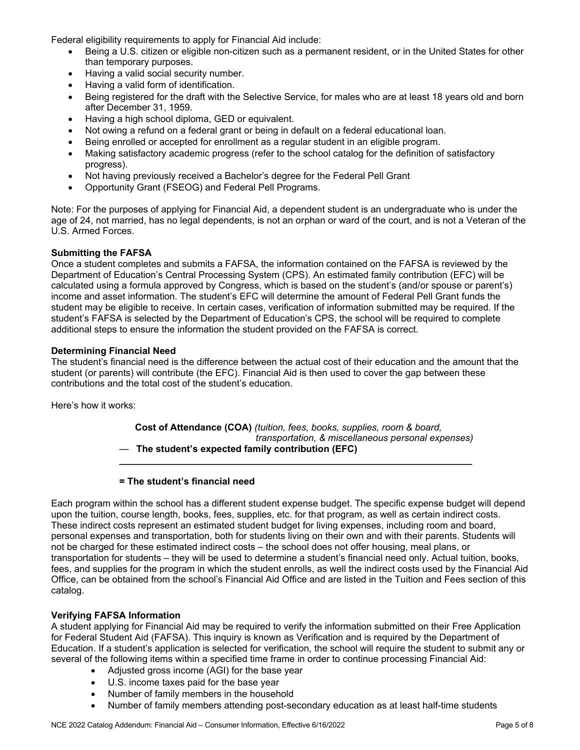Federal eligibility requirements to apply for Financial Aid include:

- Being a U.S. citizen or eligible non-citizen such as a permanent resident, or in the United States for other than temporary purposes.
- Having a valid social security number.
- Having a valid form of identification.
- Being registered for the draft with the Selective Service, for males who are at least 18 years old and born after December 31, 1959.
- Having a high school diploma, GED or equivalent.
- Not owing a refund on a federal grant or being in default on a federal educational loan.
- Being enrolled or accepted for enrollment as a regular student in an eligible program.
- Making satisfactory academic progress (refer to the school catalog for the definition of satisfactory progress).
- Not having previously received a Bachelor's degree for the Federal Pell Grant
- Opportunity Grant (FSEOG) and Federal Pell Programs.

Note: For the purposes of applying for Financial Aid, a dependent student is an undergraduate who is under the age of 24, not married, has no legal dependents, is not an orphan or ward of the court, and is not a Veteran of the U.S. Armed Forces.

**Submitting the FAFSA**

Once a student completes and submits a FAFSA, the information contained on the FAFSA is reviewed by the Department of Education's Central Processing System (CPS). An estimated family contribution (EFC) will be calculated using a formula approved by Congress, which is based on the student's (and/or spouse or parent's) income and asset information. The student's EFC will determine the amount of Federal Pell Grant funds the student may be eligible to receive. In certain cases, verification of information submitted may be required. If the student's FAFSA is selected by the Department of Education's CPS, the school will be required to complete additional steps to ensure the information the student provided on the FAFSA is correct.

**Determining Financial Need**

The student's financial need is the difference between the actual cost of their education and the amount that the student (or parents) will contribute (the EFC). Financial Aid is then used to cover the gap between these contributions and the total cost of the student's education.

Here's how it works:

**Cost of Attendance (COA)** *(tuition, fees, books, supplies, room & board, transportation, & miscellaneous personal expenses)*

— **The student's expected family contribution (EFC)**

---

**= The student's financial need**

Each program within the school has a different student expense budget. The specific expense budget will depend upon the tuition, course length, books, fees, supplies, etc. for that program, as well as certain indirect costs. These indirect costs represent an estimated student budget for living expenses, including room and board, personal expenses and transportation, both for students living on their own and with their parents. Students will not be charged for these estimated indirect costs – the school does not offer housing, meal plans, or transportation for students – they will be used to determine a student's financial need only. Actual tuition, books, fees, and supplies for the program in which the student enrolls, as well the indirect costs used by the Financial Aid Office, can be obtained from the school's Financial Aid Office and are listed in the Tuition and Fees section of this catalog.

**Verifying FAFSA Information**

A student applying for Financial Aid may be required to verify the information submitted on their Free Application for Federal Student Aid (FAFSA). This inquiry is known as Verification and is required by the Department of Education. If a student's application is selected for verification, the school will require the student to submit any or several of the following items within a specified time frame in order to continue processing Financial Aid:

- Adjusted gross income (AGI) for the base year
- U.S. income taxes paid for the base year
- Number of family members in the household
- Number of family members attending post-secondary education as at least half-time students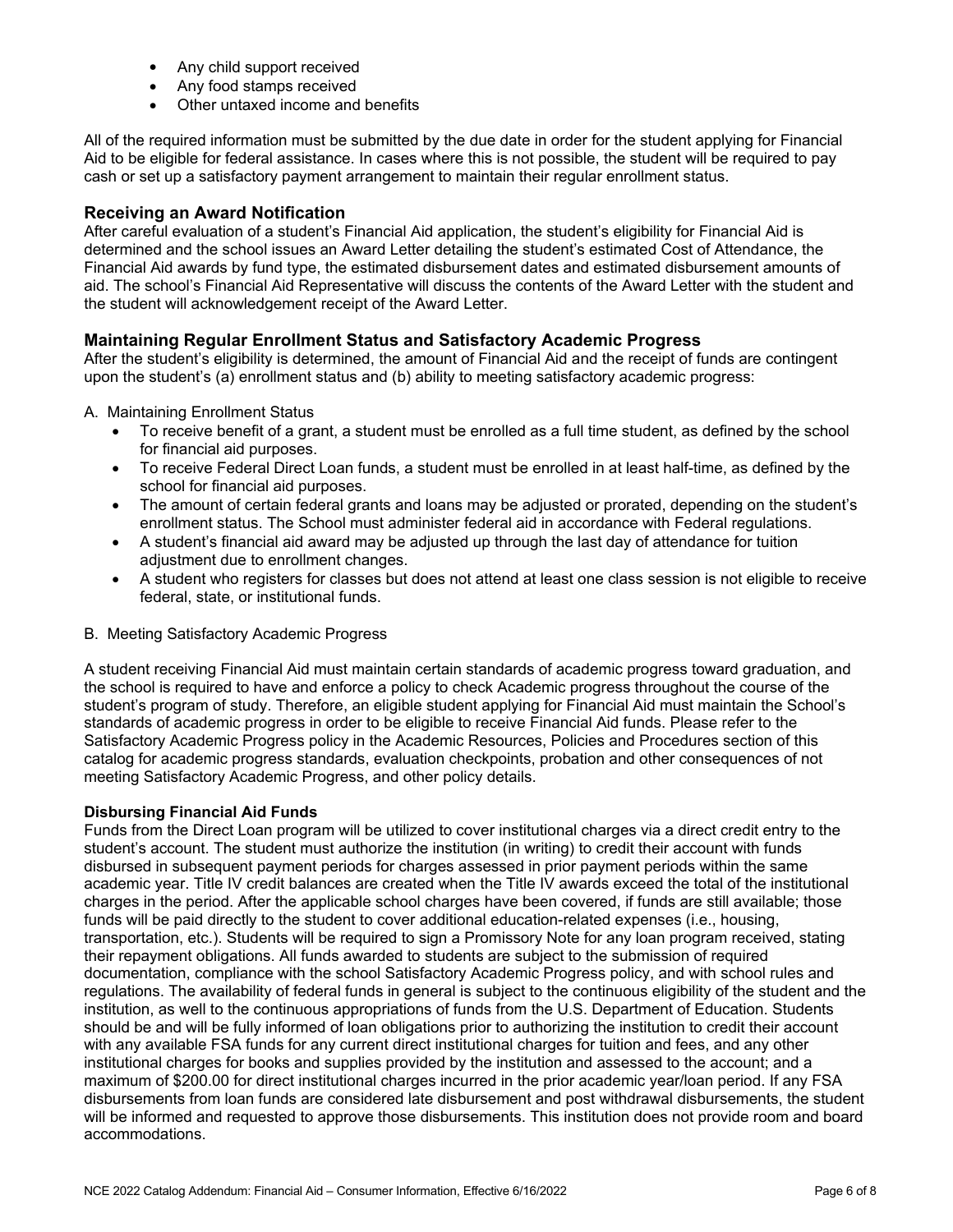- Any child support received
- Any food stamps received
- Other untaxed income and benefits

All of the required information must be submitted by the due date in order for the student applying for Financial Aid to be eligible for federal assistance. In cases where this is not possible, the student will be required to pay cash or set up a satisfactory payment arrangement to maintain their regular enrollment status.

## Receiving an Award Notification

After careful evaluation of a student's Financial Aid application, the student's eligibility for Financial Aid is determined and the school issues an Award Letter detailing the student's estimated Cost of Attendance, the Financial Aid awards by fund type, the estimated disbursement dates and estimated disbursement amounts of aid. The school's Financial Aid Representative will discuss the contents of the Award Letter with the student and the student will acknowledgement receipt of the Award Letter.

## Maintaining Regular Enrollment Status and Satisfactory Academic Progress

After the student's eligibility is determined, the amount of Financial Aid and the receipt of funds are contingent upon the student's (a) enrollment status and (b) ability to meeting satisfactory academic progress:

A. Maintaining Enrollment Status

- To receive benefit of a grant, a student must be enrolled as a full time student, as defined by the school for financial aid purposes.
- To receive Federal Direct Loan funds, a student must be enrolled in at least half-time, as defined by the school for financial aid purposes.
- The amount of certain federal grants and loans may be adjusted or prorated, depending on the student's enrollment status. The School must administer federal aid in accordance with Federal regulations.
- A student's financial aid award may be adjusted up through the last day of attendance for tuition adjustment due to enrollment changes.
- A student who registers for classes but does not attend at least one class session is not eligible to receive federal, state, or institutional funds.

B. Meeting Satisfactory Academic Progress

A student receiving Financial Aid must maintain certain standards of academic progress toward graduation, and the school is required to have and enforce a policy to check Academic progress throughout the course of the student's program of study. Therefore, an eligible student applying for Financial Aid must maintain the School's standards of academic progress in order to be eligible to receive Financial Aid funds. Please refer to the Satisfactory Academic Progress policy in the Academic Resources, Policies and Procedures section of this catalog for academic progress standards, evaluation checkpoints, probation and other consequences of not meeting Satisfactory Academic Progress, and other policy details.

### Disbursing Financial Aid Funds

Funds from the Direct Loan program will be utilized to cover institutional charges via a direct credit entry to the student's account. The student must authorize the institution (in writing) to credit their account with funds disbursed in subsequent payment periods for charges assessed in prior payment periods within the same academic year. Title IV credit balances are created when the Title IV awards exceed the total of the institutional charges in the period. After the applicable school charges have been covered, if funds are still available; those funds will be paid directly to the student to cover additional education-related expenses (i.e., housing, transportation, etc.). Students will be required to sign a Promissory Note for any loan program received, stating their repayment obligations. All funds awarded to students are subject to the submission of required documentation, compliance with the school Satisfactory Academic Progress policy, and with school rules and regulations. The availability of federal funds in general is subject to the continuous eligibility of the student and the institution, as well to the continuous appropriations of funds from the U.S. Department of Education. Students should be and will be fully informed of loan obligations prior to authorizing the institution to credit their account with any available FSA funds for any current direct institutional charges for tuition and fees, and any other institutional charges for books and supplies provided by the institution and assessed to the account; and a maximum of $200.00 for direct institutional charges incurred in the prior academic year/loan period. If any FSA disbursements from loan funds are considered late disbursement and post withdrawal disbursements, the student will be informed and requested to approve those disbursements. This institution does not provide room and board accommodations.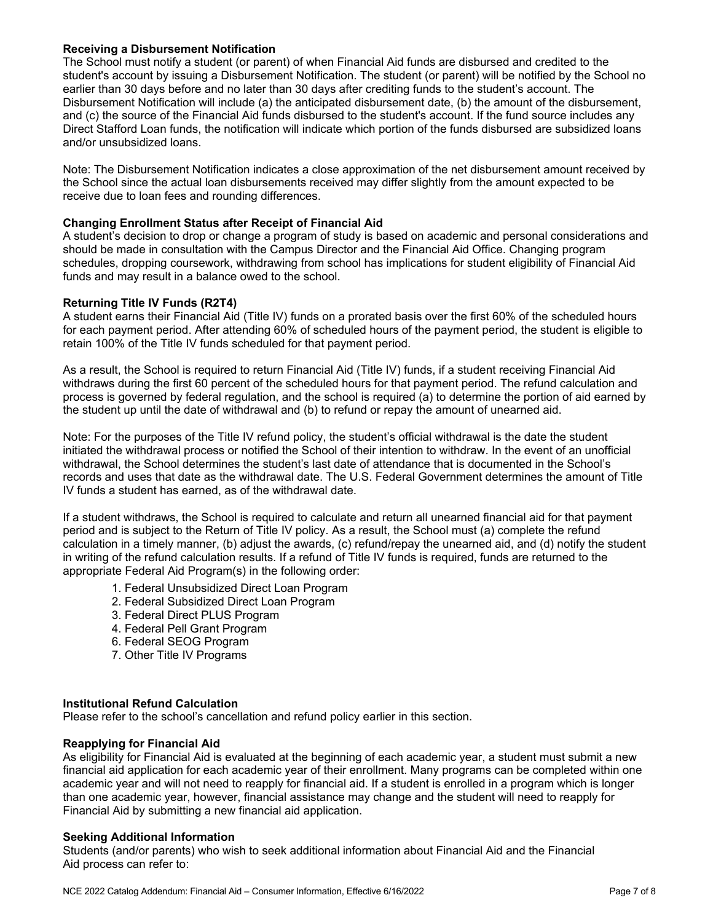### Receiving a Disbursement Notification

The School must notify a student (or parent) of when Financial Aid funds are disbursed and credited to the student's account by issuing a Disbursement Notification. The student (or parent) will be notified by the School no earlier than 30 days before and no later than 30 days after crediting funds to the student's account. The Disbursement Notification will include (a) the anticipated disbursement date, (b) the amount of the disbursement, and (c) the source of the Financial Aid funds disbursed to the student's account. If the fund source includes any Direct Stafford Loan funds, the notification will indicate which portion of the funds disbursed are subsidized loans and/or unsubsidized loans.

Note: The Disbursement Notification indicates a close approximation of the net disbursement amount received by the School since the actual loan disbursements received may differ slightly from the amount expected to be receive due to loan fees and rounding differences.

### Changing Enrollment Status after Receipt of Financial Aid

A student's decision to drop or change a program of study is based on academic and personal considerations and should be made in consultation with the Campus Director and the Financial Aid Office. Changing program schedules, dropping coursework, withdrawing from school has implications for student eligibility of Financial Aid funds and may result in a balance owed to the school.

### Returning Title IV Funds (R2T4)

A student earns their Financial Aid (Title IV) funds on a prorated basis over the first 60% of the scheduled hours for each payment period. After attending 60% of scheduled hours of the payment period, the student is eligible to retain 100% of the Title IV funds scheduled for that payment period.

As a result, the School is required to return Financial Aid (Title IV) funds, if a student receiving Financial Aid withdraws during the first 60 percent of the scheduled hours for that payment period. The refund calculation and process is governed by federal regulation, and the school is required (a) to determine the portion of aid earned by the student up until the date of withdrawal and (b) to refund or repay the amount of unearned aid.

Note: For the purposes of the Title IV refund policy, the student's official withdrawal is the date the student initiated the withdrawal process or notified the School of their intention to withdraw. In the event of an unofficial withdrawal, the School determines the student's last date of attendance that is documented in the School's records and uses that date as the withdrawal date. The U.S. Federal Government determines the amount of Title IV funds a student has earned, as of the withdrawal date.

If a student withdraws, the School is required to calculate and return all unearned financial aid for that payment period and is subject to the Return of Title IV policy. As a result, the School must (a) complete the refund calculation in a timely manner, (b) adjust the awards, (c) refund/repay the unearned aid, and (d) notify the student in writing of the refund calculation results. If a refund of Title IV funds is required, funds are returned to the appropriate Federal Aid Program(s) in the following order:

1. Federal Unsubsidized Direct Loan Program
2. Federal Subsidized Direct Loan Program
3. Federal Direct PLUS Program
4. Federal Pell Grant Program
6. Federal SEOG Program
7. Other Title IV Programs

### Institutional Refund Calculation

Please refer to the school's cancellation and refund policy earlier in this section.

### Reapplying for Financial Aid

As eligibility for Financial Aid is evaluated at the beginning of each academic year, a student must submit a new financial aid application for each academic year of their enrollment. Many programs can be completed within one academic year and will not need to reapply for financial aid. If a student is enrolled in a program which is longer than one academic year, however, financial assistance may change and the student will need to reapply for Financial Aid by submitting a new financial aid application.

### Seeking Additional Information

Students (and/or parents) who wish to seek additional information about Financial Aid and the Financial Aid process can refer to: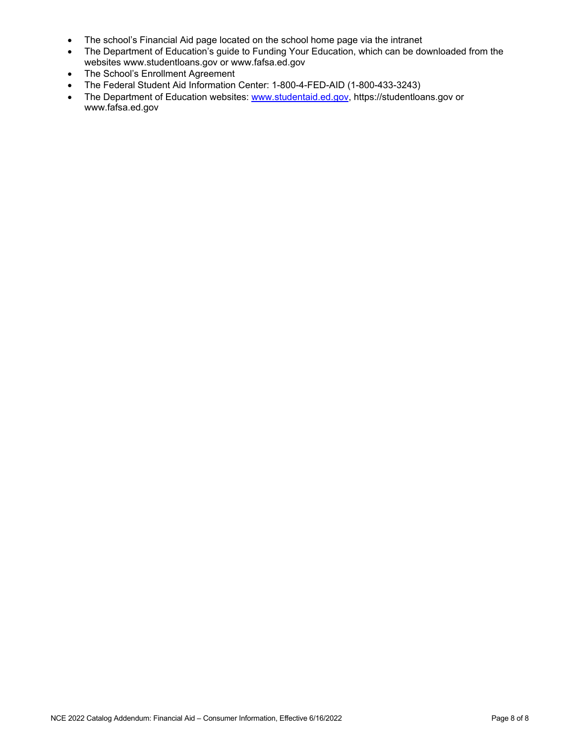- The school's Financial Aid page located on the school home page via the intranet
- The Department of Education's guide to Funding Your Education, which can be downloaded from the websites www.studentloans.gov or www.fafsa.ed.gov
- The School's Enrollment Agreement
- The Federal Student Aid Information Center: 1-800-4-FED-AID (1-800-433-3243)
- The Department of Education websites: www.studentaid.ed.gov, https://studentloans.gov or www.fafsa.ed.gov